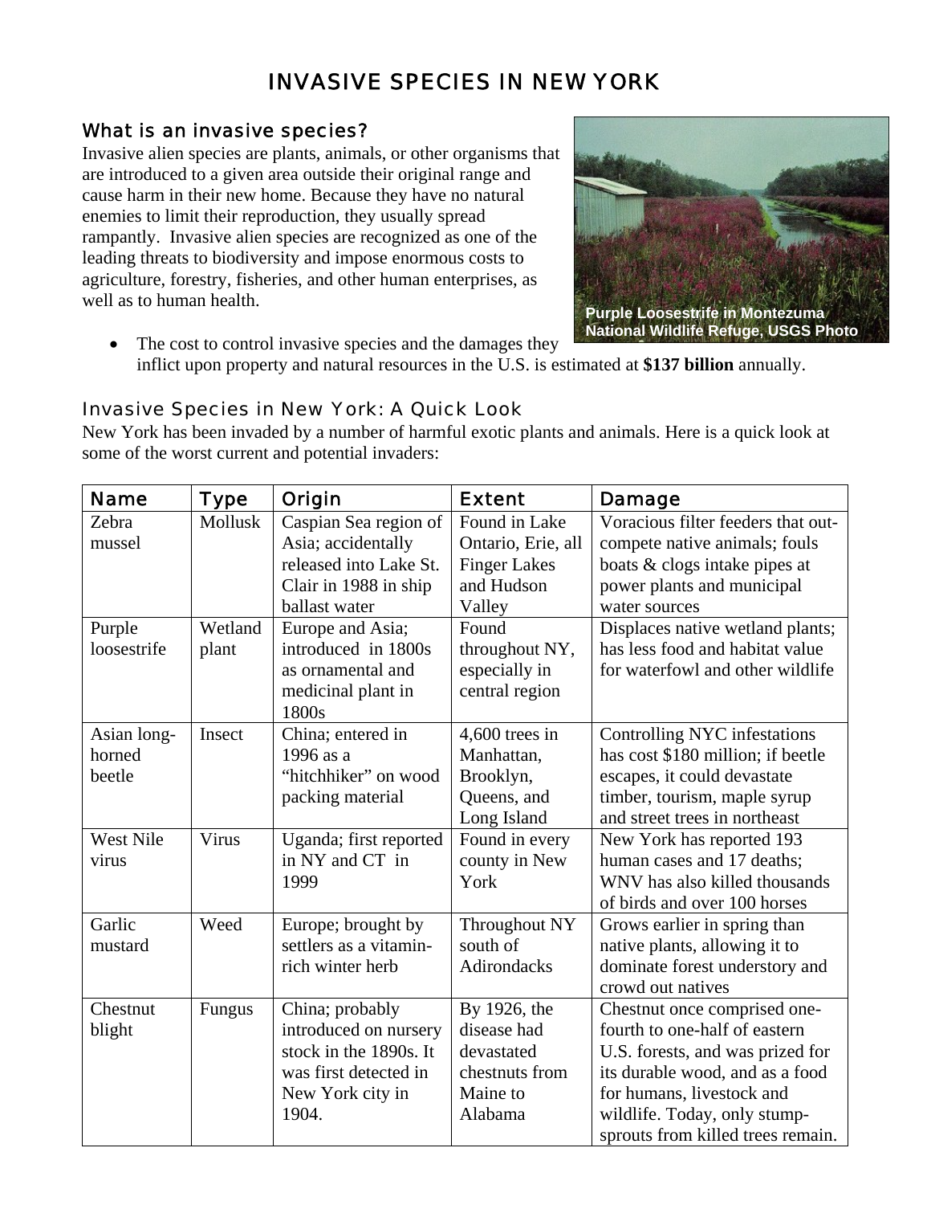# INVASIVE SPECIES IN NEW YORK

## What is an invasive species?

Invasive alien species are plants, animals, or other organisms that are introduced to a given area outside their original range and cause harm in their new home. Because they have no natural enemies to limit their reproduction, they usually spread rampantly. Invasive alien species are recognized as one of the leading threats to biodiversity and impose enormous costs to agriculture, forestry, fisheries, and other human enterprises, as well as to human health.

Purple Loosestrife in Montezuma National Wildlife Refuge, USGS Photo

- The cost to control invasive species and the damages they inflict upon property and natural resources in the U.S. is estimated at **$137 billion** annually.

## Invasive Species in New York: A Quick Look

New York has been invaded by a number of harmful exotic plants and animals. Here is a quick look at some of the worst current and potential invaders:

| Name | Type | Origin | Extent | Damage |
|---|---|---|---|---|
| Zebra mussel | Mollusk | Caspian Sea region of Asia; accidentally released into Lake St. Clair in 1988 in ship ballast water | Found in Lake Ontario, Erie, all Finger Lakes and Hudson Valley | Voracious filter feeders that out-compete native animals; fouls boats & clogs intake pipes at power plants and municipal water sources |
| Purple loosestrife | Wetland plant | Europe and Asia; introduced in 1800s as ornamental and medicinal plant in 1800s | Found throughout NY, especially in central region | Displaces native wetland plants; has less food and habitat value for waterfowl and other wildlife |
| Asian long-horned beetle | Insect | China; entered in 1996 as a "hitchhiker" on wood packing material | 4,600 trees in Manhattan, Brooklyn, Queens, and Long Island | Controlling NYC infestations has cost $180 million; if beetle escapes, it could devastate timber, tourism, maple syrup and street trees in northeast |
| West Nile virus | Virus | Uganda; first reported in NY and CT in 1999 | Found in every county in New York | New York has reported 193 human cases and 17 deaths; WNV has also killed thousands of birds and over 100 horses |
| Garlic mustard | Weed | Europe; brought by settlers as a vitamin-rich winter herb | Throughout NY south of Adirondacks | Grows earlier in spring than native plants, allowing it to dominate forest understory and crowd out natives |
| Chestnut blight | Fungus | China; probably introduced on nursery stock in the 1890s. It was first detected in New York city in 1904. | By 1926, the disease had devastated chestnuts from Maine to Alabama | Chestnut once comprised one-fourth to one-half of eastern U.S. forests, and was prized for its durable wood, and as a food for humans, livestock and wildlife. Today, only stump-sprouts from killed trees remain. |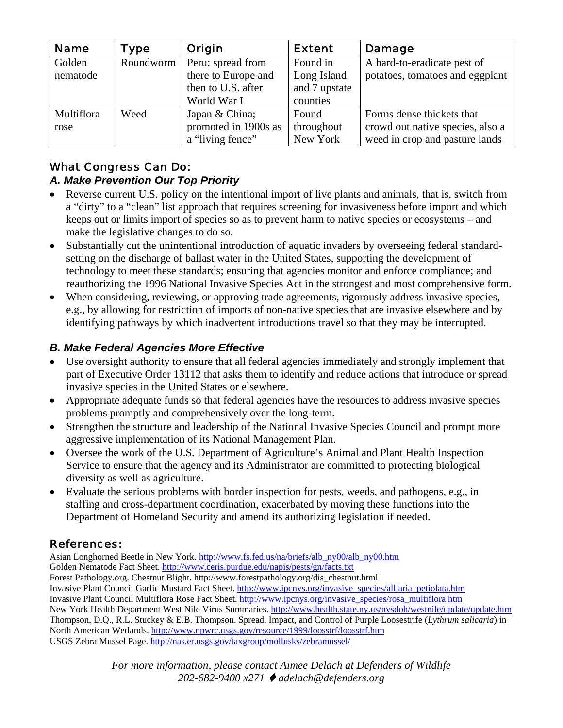| Name | Type | Origin | Extent | Damage |
|---|---|---|---|---|
| Golden nematode | Roundworm | Peru; spread from there to Europe and then to U.S. after World War I | Found in Long Island and 7 upstate counties | A hard-to-eradicate pest of potatoes, tomatoes and eggplant |
| Multiflora rose | Weed | Japan & China; promoted in 1900s as a "living fence" | Found throughout New York | Forms dense thickets that crowd out native species, also a weed in crop and pasture lands |

## What Congress Can Do:

### *A. Make Prevention Our Top Priority*

- Reverse current U.S. policy on the intentional import of live plants and animals, that is, switch from a "dirty" to a "clean" list approach that requires screening for invasiveness before import and which keeps out or limits import of species so as to prevent harm to native species or ecosystems – and make the legislative changes to do so.
- Substantially cut the unintentional introduction of aquatic invaders by overseeing federal standard-setting on the discharge of ballast water in the United States, supporting the development of technology to meet these standards; ensuring that agencies monitor and enforce compliance; and reauthorizing the 1996 National Invasive Species Act in the strongest and most comprehensive form.
- When considering, reviewing, or approving trade agreements, rigorously address invasive species, e.g., by allowing for restriction of imports of non-native species that are invasive elsewhere and by identifying pathways by which inadvertent introductions travel so that they may be interrupted.

### *B. Make Federal Agencies More Effective*

- Use oversight authority to ensure that all federal agencies immediately and strongly implement that part of Executive Order 13112 that asks them to identify and reduce actions that introduce or spread invasive species in the United States or elsewhere.
- Appropriate adequate funds so that federal agencies have the resources to address invasive species problems promptly and comprehensively over the long-term.
- Strengthen the structure and leadership of the National Invasive Species Council and prompt more aggressive implementation of its National Management Plan.
- Oversee the work of the U.S. Department of Agriculture's Animal and Plant Health Inspection Service to ensure that the agency and its Administrator are committed to protecting biological diversity as well as agriculture.
- Evaluate the serious problems with border inspection for pests, weeds, and pathogens, e.g., in staffing and cross-department coordination, exacerbated by moving these functions into the Department of Homeland Security and amend its authorizing legislation if needed.

## References:

Asian Longhorned Beetle in New York. http://www.fs.fed.us/na/briefs/alb_ny00/alb_ny00.htm
Golden Nematode Fact Sheet. http://www.ceris.purdue.edu/napis/pests/gn/facts.txt
Forest Pathology.org. Chestnut Blight. http://www.forestpathology.org/dis_chestnut.html
Invasive Plant Council Garlic Mustard Fact Sheet. http://www.ipcnys.org/invasive_species/alliaria_petiolata.htm
Invasive Plant Council Multiflora Rose Fact Sheet. http://www.ipcnys.org/invasive_species/rosa_multiflora.htm
New York Health Department West Nile Virus Summaries. http://www.health.state.ny.us/nysdoh/westnile/update/update.htm
Thompson, D.Q., R.L. Stuckey & E.B. Thompson. Spread, Impact, and Control of Purple Loosestrife (*Lythrum salicaria*) in North American Wetlands. http://www.npwrc.usgs.gov/resource/1999/loosstrf/loosstrf.htm
USGS Zebra Mussel Page. http://nas.er.usgs.gov/taxgroup/mollusks/zebramussel/

*For more information, please contact Aimee Delach at Defenders of Wildlife*
*202-682-9400 x271 ♦ adelach@defenders.org*